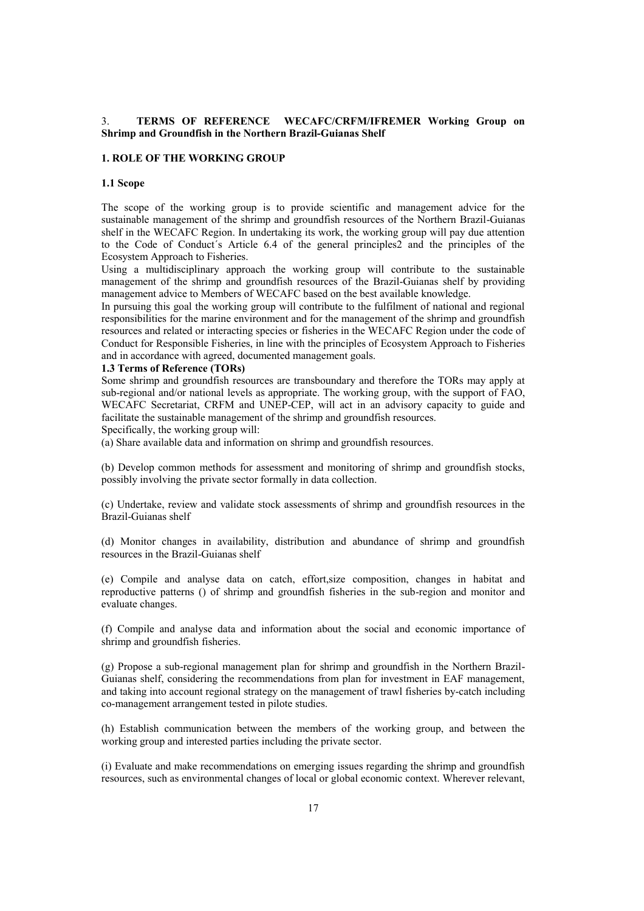## 3. TERMS OF REFERENCE WECAFC/CRFM/IFREMER Working Group on Shrimp and Groundfish in the Northern Brazil-Guianas Shelf

### 1. ROLE OF THE WORKING GROUP

#### 1.1 Scope

The scope of the working group is to provide scientific and management advice for the sustainable management of the shrimp and groundfish resources of the Northern Brazil-Guianas shelf in the WECAFC Region. In undertaking its work, the working group will pay due attention to the Code of Conduct´s Article 6.4 of the general principles2 and the principles of the Ecosystem Approach to Fisheries.

Using a multidisciplinary approach the working group will contribute to the sustainable management of the shrimp and groundfish resources of the Brazil-Guianas shelf by providing management advice to Members of WECAFC based on the best available knowledge.

In pursuing this goal the working group will contribute to the fulfilment of national and regional responsibilities for the marine environment and for the management of the shrimp and groundfish resources and related or interacting species or fisheries in the WECAFC Region under the code of Conduct for Responsible Fisheries, in line with the principles of Ecosystem Approach to Fisheries and in accordance with agreed, documented management goals.

#### 1.3 Terms of Reference (TORs)

Some shrimp and groundfish resources are transboundary and therefore the TORs may apply at sub-regional and/or national levels as appropriate. The working group, with the support of FAO, WECAFC Secretariat, CRFM and UNEP-CEP, will act in an advisory capacity to guide and facilitate the sustainable management of the shrimp and groundfish resources.

Specifically, the working group will:

(a) Share available data and information on shrimp and groundfish resources.

(b) Develop common methods for assessment and monitoring of shrimp and groundfish stocks, possibly involving the private sector formally in data collection.

(c) Undertake, review and validate stock assessments of shrimp and groundfish resources in the Brazil-Guianas shelf

(d) Monitor changes in availability, distribution and abundance of shrimp and groundfish resources in the Brazil-Guianas shelf

(e) Compile and analyse data on catch, effort,size composition, changes in habitat and reproductive patterns () of shrimp and groundfish fisheries in the sub-region and monitor and evaluate changes.

(f) Compile and analyse data and information about the social and economic importance of shrimp and groundfish fisheries.

(g) Propose a sub-regional management plan for shrimp and groundfish in the Northern Brazil-Guianas shelf, considering the recommendations from plan for investment in EAF management, and taking into account regional strategy on the management of trawl fisheries by-catch including co-management arrangement tested in pilot studies.

(h) Establish communication between the members of the working group, and between the working group and interested parties including the private sector.

(i) Evaluate and make recommendations on emerging issues regarding the shrimp and groundfish resources, such as environmental changes of local or global economic context. Wherever relevant,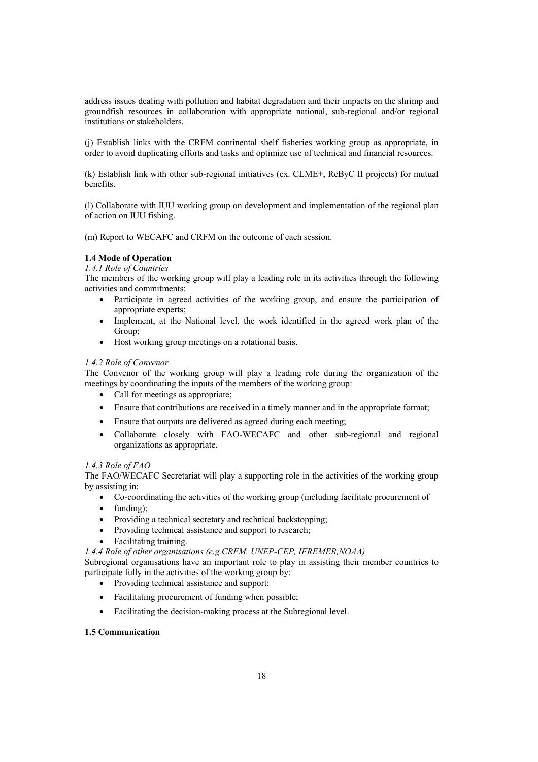address issues dealing with pollution and habitat degradation and their impacts on the shrimp and groundfish resources in collaboration with appropriate national, sub-regional and/or regional institutions or stakeholders.

(j) Establish links with the CRFM continental shelf fisheries working group as appropriate, in order to avoid duplicating efforts and tasks and optimize use of technical and financial resources.

(k) Establish link with other sub-regional initiatives (ex. CLME+, ReByC II projects) for mutual benefits.

(l) Collaborate with IUU working group on development and implementation of the regional plan of action on IUU fishing.

(m) Report to WECAFC and CRFM on the outcome of each session.

**1.4 Mode of Operation**

*1.4.1 Role of Countries*

The members of the working group will play a leading role in its activities through the following activities and commitments:

- Participate in agreed activities of the working group, and ensure the participation of appropriate experts;
- Implement, at the National level, the work identified in the agreed work plan of the Group;
- Host working group meetings on a rotational basis.

*1.4.2 Role of Convenor*

The Convenor of the working group will play a leading role during the organization of the meetings by coordinating the inputs of the members of the working group:

- Call for meetings as appropriate;
- Ensure that contributions are received in a timely manner and in the appropriate format;
- Ensure that outputs are delivered as agreed during each meeting;
- Collaborate closely with FAO-WECAFC and other sub-regional and regional organizations as appropriate.

*1.4.3 Role of FAO*

The FAO/WECAFC Secretariat will play a supporting role in the activities of the working group by assisting in:

- Co-coordinating the activities of the working group (including facilitate procurement of
- funding);
- Providing a technical secretary and technical backstopping;
- Providing technical assistance and support to research;
- Facilitating training.

*1.4.4 Role of other organisations (e.g.CRFM, UNEP-CEP, IFREMER,NOAA)*

Subregional organisations have an important role to play in assisting their member countries to participate fully in the activities of the working group by:

- Providing technical assistance and support;
- Facilitating procurement of funding when possible;
- Facilitating the decision-making process at the Subregional level.

**1.5 Communication**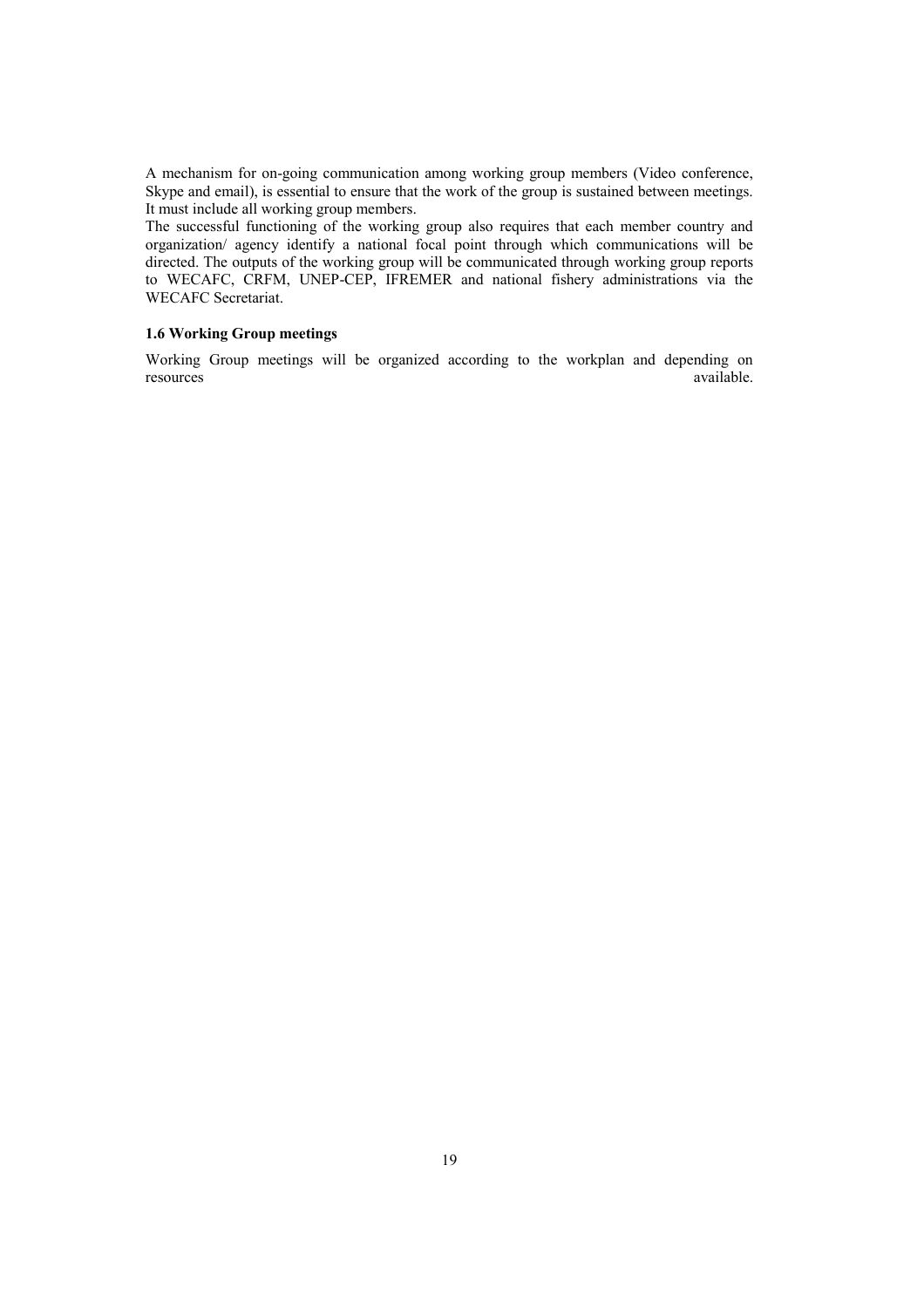A mechanism for on-going communication among working group members (Video conference, Skype and email), is essential to ensure that the work of the group is sustained between meetings. It must include all working group members.

The successful functioning of the working group also requires that each member country and organization/ agency identify a national focal point through which communications will be directed. The outputs of the working group will be communicated through working group reports to WECAFC, CRFM, UNEP-CEP, IFREMER and national fishery administrations via the WECAFC Secretariat.

**1.6 Working Group meetings**

Working Group meetings will be organized according to the workplan and depending on resources available.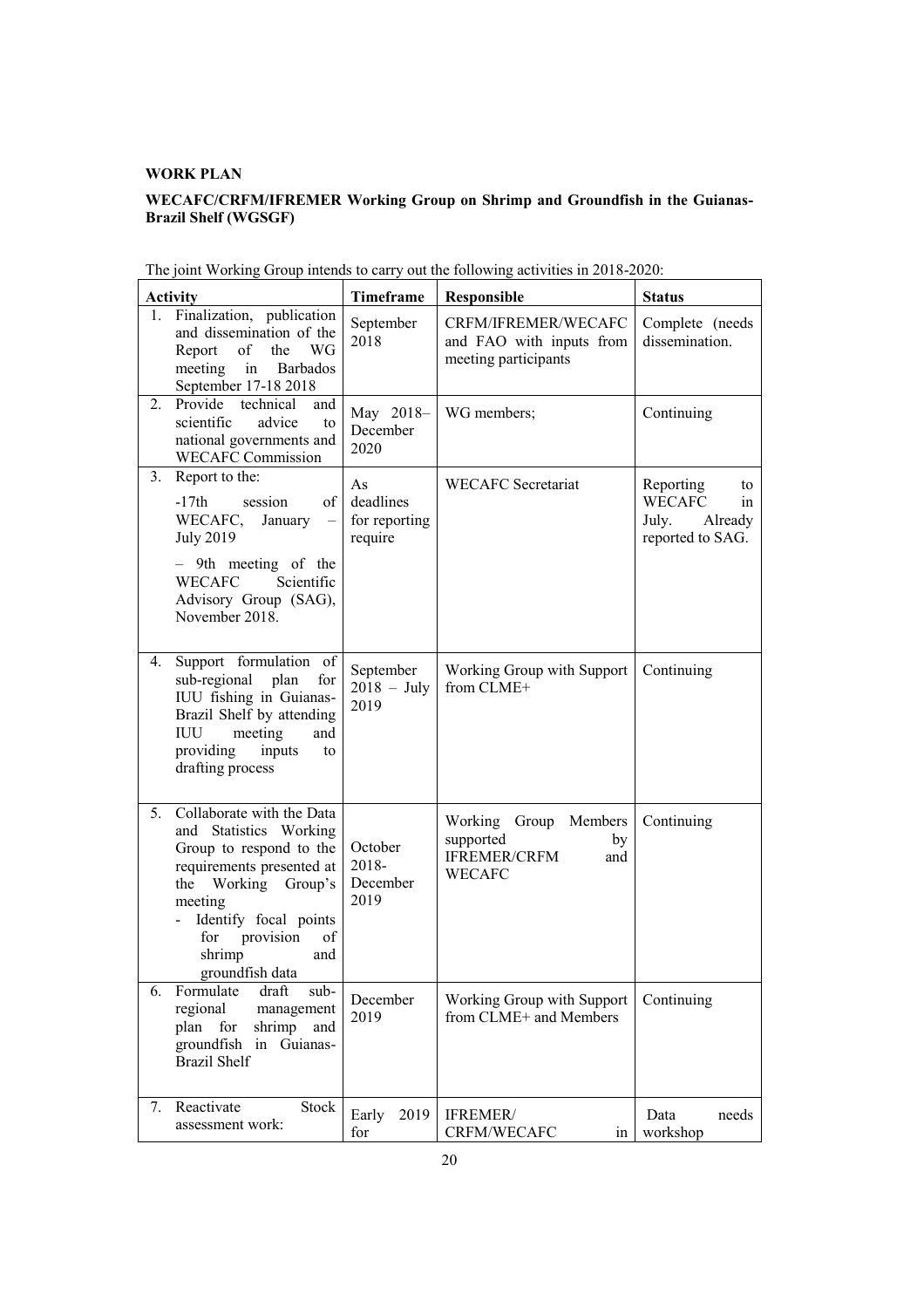**WORK PLAN**

**WECAFC/CRFM/IFREMER Working Group on Shrimp and Groundfish in the Guianas-Brazil Shelf (WGSGF)**

The joint Working Group intends to carry out the following activities in 2018-2020:

| Activity | Timeframe | Responsible | Status |
|---|---|---|---|
| 1. Finalization, publication and dissemination of the Report of the WG meeting in Barbados September 17-18 2018 | September 2018 | CRFM/IFREMER/WECAFC and FAO with inputs from meeting participants | Complete (needs dissemination. |
| 2. Provide technical and scientific advice to national governments and WECAFC Commission | May 2018– December 2020 | WG members; | Continuing |
| 3. Report to the: <br> -17th session of WECAFC, January – July 2019 <br> – 9th meeting of the WECAFC Scientific Advisory Group (SAG), November 2018. | As deadlines for reporting require | WECAFC Secretariat | Reporting to WECAFC in July. Already reported to SAG. |
| 4. Support formulation of sub-regional plan for IUU fishing in Guianas-Brazil Shelf by attending IUU meeting and providing inputs to drafting process | September 2018 – July 2019 | Working Group with Support from CLME+ | Continuing |
| 5. Collaborate with the Data and Statistics Working Group to respond to the requirements presented at the Working Group's meeting <br> - Identify focal points for provision of shrimp and groundfish data | October 2018-December 2019 | Working Group Members supported by IFREMER/CRFM and WECAFC | Continuing |
| 6. Formulate draft sub-regional management plan for shrimp and groundfish in Guianas-Brazil Shelf | December 2019 | Working Group with Support from CLME+ and Members | Continuing |
| 7. Reactivate Stock assessment work: | Early 2019 for | IFREMER/ CRFM/WECAFC in | Data needs workshop |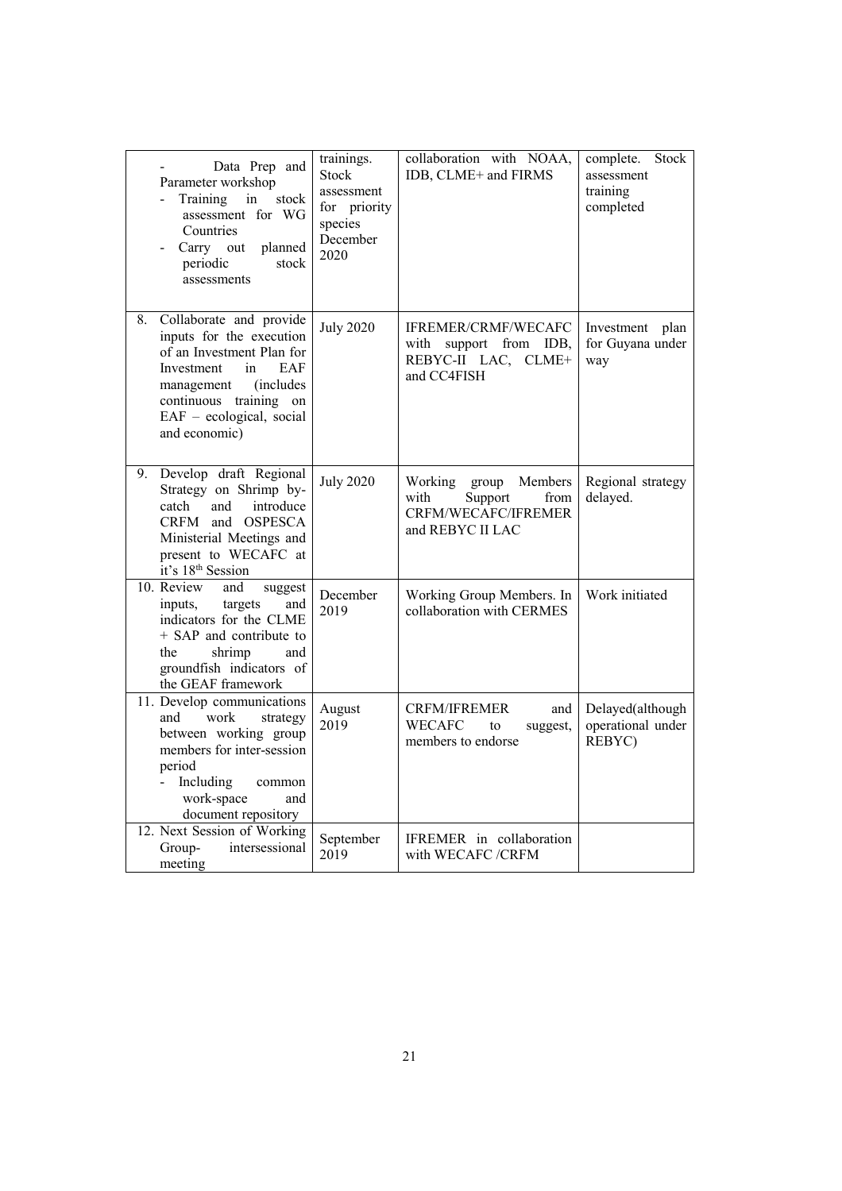| | | | |
|---|---|---|---|
| - Data Prep and Parameter workshop<br>- Training in stock assessment for WG Countries<br>- Carry out planned periodic stock assessments | trainings. Stock assessment for priority species December 2020 | collaboration with NOAA, IDB, CLME+ and FIRMS | complete. Stock assessment training completed |
| 8. Collaborate and provide inputs for the execution of an Investment Plan for Investment in EAF management (includes continuous training on EAF – ecological, social and economic) | July 2020 | IFREMER/CRMF/WECAFC with support from IDB, REBYC-II LAC, CLME+ and CC4FISH | Investment plan for Guyana under way |
| 9. Develop draft Regional Strategy on Shrimp by-catch and introduce CRFM and OSPESCA Ministerial Meetings and present to WECAFC at it's 18th Session | July 2020 | Working group Members with Support from CRFM/WECAFC/IFREMER and REBYC II LAC | Regional strategy delayed. |
| 10. Review and suggest inputs, targets and indicators for the CLME + SAP and contribute to the shrimp and groundfish indicators of the GEAF framework | December 2019 | Working Group Members. In collaboration with CERMES | Work initiated |
| 11. Develop communications and work strategy between working group members for inter-session period<br>- Including common work-space and document repository | August 2019 | CRFM/IFREMER and WECAFC to suggest, members to endorse | Delayed(although operational under REBYC) |
| 12. Next Session of Working Group- intersessional meeting | September 2019 | IFREMER in collaboration with WECAFC /CRFM | |